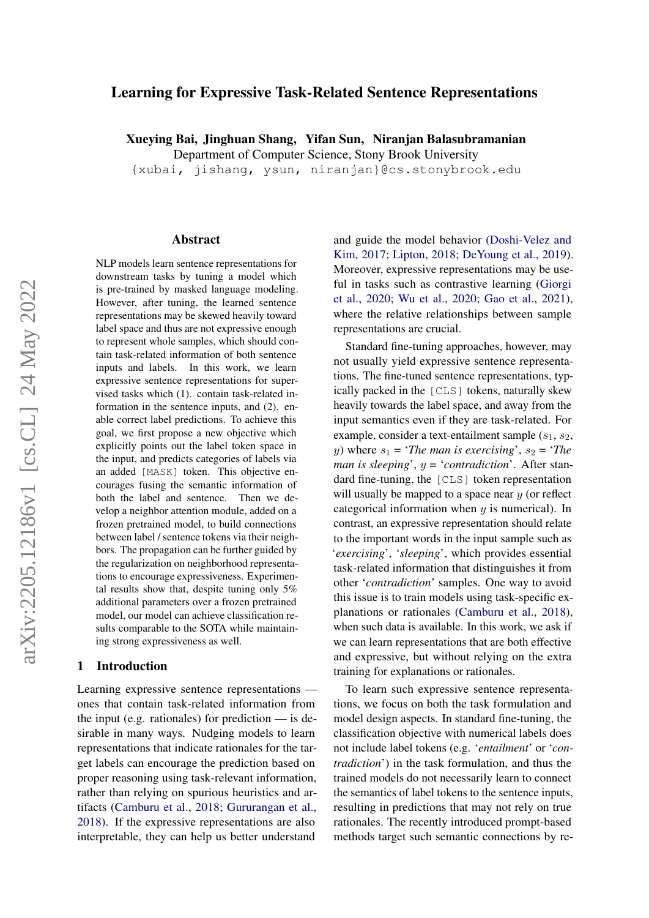# Learning for Expressive Task-Related Sentence Representations

**Xueying Bai, Jinghuan Shang, Yifan Sun, Niranjan Balasubramanian**
Department of Computer Science, Stony Brook University
{xubai, jishang, ysun, niranjan}@cs.stonybrook.edu

## Abstract

NLP models learn sentence representations for downstream tasks by tuning a model which is pre-trained by masked language modeling. However, after tuning, the learned sentence representations may be skewed heavily toward label space and thus are not expressive enough to represent whole samples, which should contain task-related information of both sentence inputs and labels. In this work, we learn expressive sentence representations for supervised tasks which (1). contain task-related information in the sentence inputs, and (2). enable correct label predictions. To achieve this goal, we first propose a new objective which explicitly points out the label token space in the input, and predicts categories of labels via an added [MASK] token. This objective encourages fusing the semantic information of both the label and sentence. Then we develop a neighbor attention module, added on a frozen pretrained model, to build connections between label / sentence tokens via their neighbors. The propagation can be further guided by the regularization on neighborhood representations to encourage expressiveness. Experimental results show that, despite tuning only 5% additional parameters over a frozen pretrained model, our model can achieve classification results comparable to the SOTA while maintaining strong expressiveness as well.

## 1 Introduction

Learning expressive sentence representations — ones that contain task-related information from the input (e.g. rationales) for prediction — is desirable in many ways. Nudging models to learn representations that indicate rationales for the target labels can encourage the prediction based on proper reasoning using task-relevant information, rather than relying on spurious heuristics and artifacts (Camburu et al., 2018; Gururangan et al., 2018). If the expressive representations are also interpretable, they can help us better understand and guide the model behavior (Doshi-Velez and Kim, 2017; Lipton, 2018; DeYoung et al., 2019). Moreover, expressive representations may be useful in tasks such as contrastive learning (Giorgi et al., 2020; Wu et al., 2020; Gao et al., 2021), where the relative relationships between sample representations are crucial.

Standard fine-tuning approaches, however, may not usually yield expressive sentence representations. The fine-tuned sentence representations, typically packed in the [CLS] tokens, naturally skew heavily towards the label space, and away from the input semantics even if they are task-related. For example, consider a text-entailment sample ($s_1$, $s_2$, $y$) where $s_1$ = '*The man is exercising*', $s_2$ = '*The man is sleeping*', $y$ = '*contradiction*'. After standard fine-tuning, the [CLS] token representation will usually be mapped to a space near $y$ (or reflect categorical information when $y$ is numerical). In contrast, an expressive representation should relate to the important words in the input sample such as '*exercising*', '*sleeping*', which provides essential task-related information that distinguishes it from other '*contradiction*' samples. One way to avoid this issue is to train models using task-specific explanations or rationales (Camburu et al., 2018), when such data is available. In this work, we ask if we can learn representations that are both effective and expressive, but without relying on the extra training for explanations or rationales.

To learn such expressive sentence representations, we focus on both the task formulation and model design aspects. In standard fine-tuning, the classification objective with numerical labels does not include label tokens (e.g. '*entailment*' or '*contradiction*') in the task formulation, and thus the trained models do not necessarily learn to connect the semantics of label tokens to the sentence inputs, resulting in predictions that may not rely on true rationales. The recently introduced prompt-based methods target such semantic connections by re-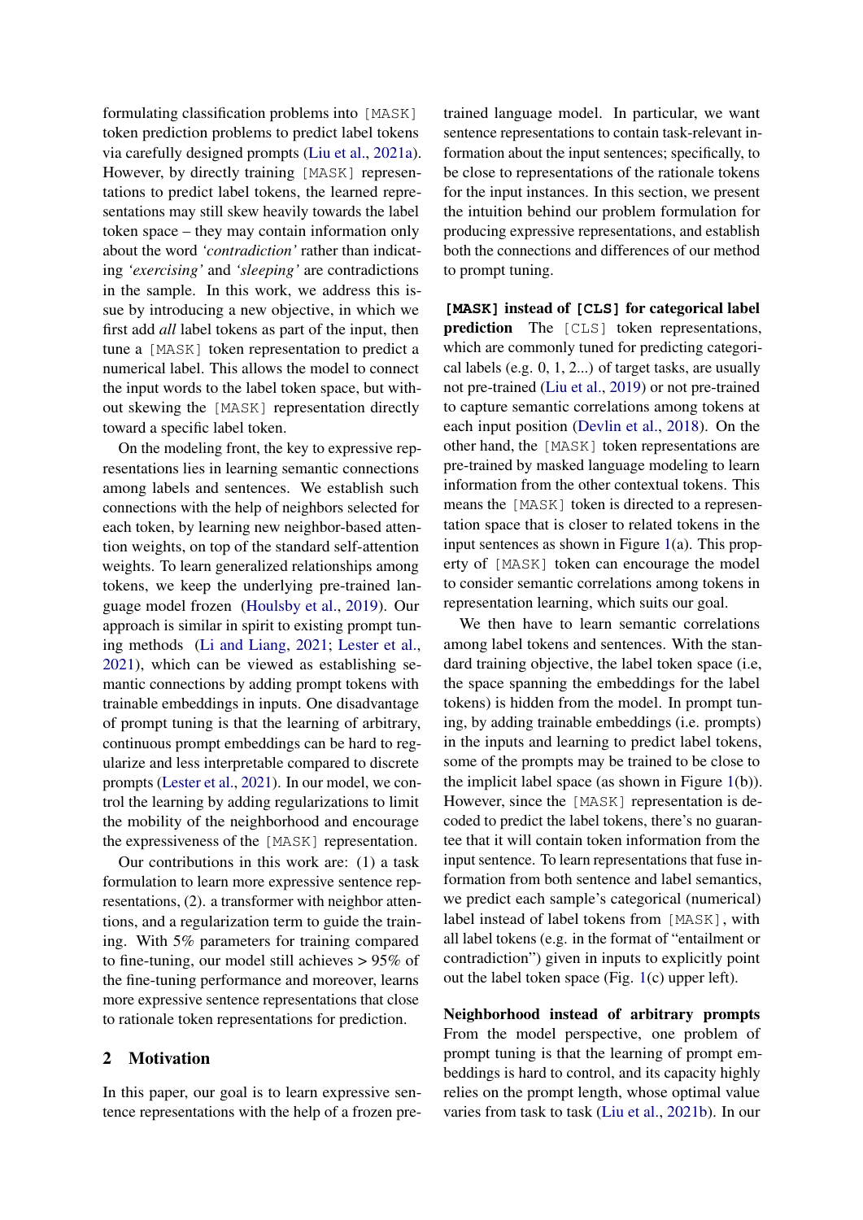formulating classification problems into [MASK] token prediction problems to predict label tokens via carefully designed prompts (Liu et al., 2021a). However, by directly training [MASK] representations to predict label tokens, the learned representations may still skew heavily towards the label token space – they may contain information only about the word *'contradiction'* rather than indicating *'exercising'* and *'sleeping'* are contradictions in the sample. In this work, we address this issue by introducing a new objective, in which we first add *all* label tokens as part of the input, then tune a [MASK] token representation to predict a numerical label. This allows the model to connect the input words to the label token space, but without skewing the [MASK] representation directly toward a specific label token.

On the modeling front, the key to expressive representations lies in learning semantic connections among labels and sentences. We establish such connections with the help of neighbors selected for each token, by learning new neighbor-based attention weights, on top of the standard self-attention weights. To learn generalized relationships among tokens, we keep the underlying pre-trained language model frozen (Houlsby et al., 2019). Our approach is similar in spirit to existing prompt tuning methods (Li and Liang, 2021; Lester et al., 2021), which can be viewed as establishing semantic connections by adding prompt tokens with trainable embeddings in inputs. One disadvantage of prompt tuning is that the learning of arbitrary, continuous prompt embeddings can be hard to regularize and less interpretable compared to discrete prompts (Lester et al., 2021). In our model, we control the learning by adding regularizations to limit the mobility of the neighborhood and encourage the expressiveness of the [MASK] representation.

Our contributions in this work are: (1) a task formulation to learn more expressive sentence representations, (2). a transformer with neighbor attentions, and a regularization term to guide the training. With 5% parameters for training compared to fine-tuning, our model still achieves > 95% of the fine-tuning performance and moreover, learns more expressive sentence representations that close to rationale token representations for prediction.

## 2 Motivation

In this paper, our goal is to learn expressive sentence representations with the help of a frozen pre-trained language model. In particular, we want sentence representations to contain task-relevant information about the input sentences; specifically, to be close to representations of the rationale tokens for the input instances. In this section, we present the intuition behind our problem formulation for producing expressive representations, and establish both the connections and differences of our method to prompt tuning.

**[MASK] instead of [CLS] for categorical label prediction** The [CLS] token representations, which are commonly tuned for predicting categorical labels (e.g. 0, 1, 2...) of target tasks, are usually not pre-trained (Liu et al., 2019) or not pre-trained to capture semantic correlations among tokens at each input position (Devlin et al., 2018). On the other hand, the [MASK] token representations are pre-trained by masked language modeling to learn information from the other contextual tokens. This means the [MASK] token is directed to a representation space that is closer to related tokens in the input sentences as shown in Figure 1(a). This property of [MASK] token can encourage the model to consider semantic correlations among tokens in representation learning, which suits our goal.

We then have to learn semantic correlations among label tokens and sentences. With the standard training objective, the label token space (i.e, the space spanning the embeddings for the label tokens) is hidden from the model. In prompt tuning, by adding trainable embeddings (i.e. prompts) in the inputs and learning to predict label tokens, some of the prompts may be trained to be close to the implicit label space (as shown in Figure 1(b)). However, since the [MASK] representation is decoded to predict the label tokens, there's no guarantee that it will contain token information from the input sentence. To learn representations that fuse information from both sentence and label semantics, we predict each sample's categorical (numerical) label instead of label tokens from [MASK], with all label tokens (e.g. in the format of "entailment or contradiction") given in inputs to explicitly point out the label token space (Fig. 1(c) upper left).

**Neighborhood instead of arbitrary prompts** From the model perspective, one problem of prompt tuning is that the learning of prompt embeddings is hard to control, and its capacity highly relies on the prompt length, whose optimal value varies from task to task (Liu et al., 2021b). In our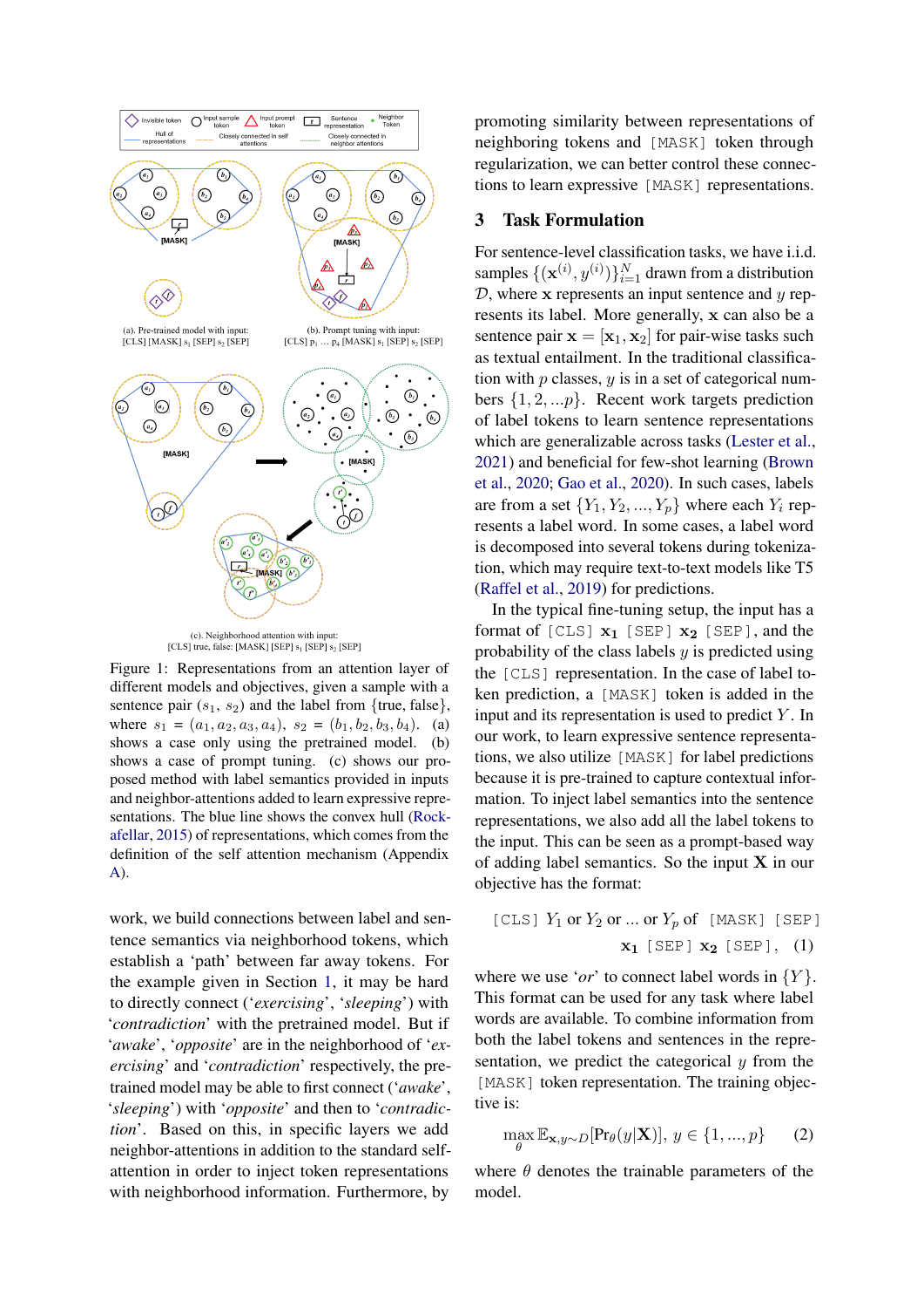(a). Pre-trained model with input: [CLS] [MASK] $s_1$ [SEP] $s_2$ [SEP]

(b). Prompt tuning with input: [CLS] $p_1$ … $p_4$ [MASK] $s_1$ [SEP] $s_2$ [SEP]

(c). Neighborhood attention with input: [CLS] true, false: [MASK] [SEP] $s_1$ [SEP] $s_2$ [SEP]

Figure 1: Representations from an attention layer of different models and objectives, given a sample with a sentence pair ($s_1$, $s_2$) and the label from {true, false}, where $s_1 = (a_1, a_2, a_3, a_4)$, $s_2 = (b_1, b_2, b_3, b_4)$. (a) shows a case only using the pretrained model. (b) shows a case of prompt tuning. (c) shows our proposed method with label semantics provided in inputs and neighbor-attentions added to learn expressive representations. The blue line shows the convex hull (Rockafellar, 2015) of representations, which comes from the definition of the self attention mechanism (Appendix A).

work, we build connections between label and sentence semantics via neighborhood tokens, which establish a 'path' between far away tokens. For the example given in Section 1, it may be hard to directly connect ('*exercising*', '*sleeping*') with '*contradiction*' with the pretrained model. But if '*awake*', '*opposite*' are in the neighborhood of '*exercising*' and '*contradiction*' respectively, the pretrained model may be able to first connect ('*awake*', '*sleeping*') with '*opposite*' and then to '*contradiction*'. Based on this, in specific layers we add neighbor-attentions in addition to the standard self-attention in order to inject token representations with neighborhood information. Furthermore, by promoting similarity between representations of neighboring tokens and `[MASK]` token through regularization, we can better control these connections to learn expressive `[MASK]` representations.

## 3 Task Formulation

For sentence-level classification tasks, we have i.i.d. samples $\{(\mathbf{x}^{(i)}, y^{(i)})\}_{i=1}^N$ drawn from a distribution $\mathcal{D}$, where $\mathbf{x}$ represents an input sentence and $y$ represents its label. More generally, $\mathbf{x}$ can also be a sentence pair $\mathbf{x} = [\mathbf{x}_1, \mathbf{x}_2]$ for pair-wise tasks such as textual entailment. In the traditional classification with $p$ classes, $y$ is in a set of categorical numbers $\{1, 2, ...p\}$. Recent work targets prediction of label tokens to learn sentence representations which are generalizable across tasks (Lester et al., 2021) and beneficial for few-shot learning (Brown et al., 2020; Gao et al., 2020). In such cases, labels are from a set $\{Y_1, Y_2, ..., Y_p\}$ where each $Y_i$ represents a label word. In some cases, a label word is decomposed into several tokens during tokenization, which may require text-to-text models like T5 (Raffel et al., 2019) for predictions.

In the typical fine-tuning setup, the input has a format of `[CLS]` $\mathbf{x_1}$ `[SEP]` $\mathbf{x_2}$ `[SEP]`, and the probability of the class labels $y$ is predicted using the `[CLS]` representation. In the case of label token prediction, a `[MASK]` token is added in the input and its representation is used to predict $Y$. In our work, to learn expressive sentence representations, we also utilize `[MASK]` for label predictions because it is pre-trained to capture contextual information. To inject label semantics into the sentence representations, we also add all the label tokens to the input. This can be seen as a prompt-based way of adding label semantics. So the input $\mathbf{X}$ in our objective has the format:

$$\texttt{[CLS]}\ Y_1 \text{ or } Y_2 \text{ or ... or } Y_p \text{ of } \texttt{[MASK]}\ \texttt{[SEP]}\ \mathbf{x_1}\ \texttt{[SEP]}\ \mathbf{x_2}\ \texttt{[SEP]}, \quad (1)$$

where we use '*or*' to connect label words in $\{Y\}$. This format can be used for any task where label words are available. To combine information from both the label tokens and sentences in the representation, we predict the categorical $y$ from the `[MASK]` token representation. The training objective is:

$$\max_{\theta} \mathbb{E}_{\mathbf{x},y\sim D}[\Pr_\theta(y|\mathbf{X})],\ y \in \{1, ..., p\} \quad (2)$$

where $\theta$ denotes the trainable parameters of the model.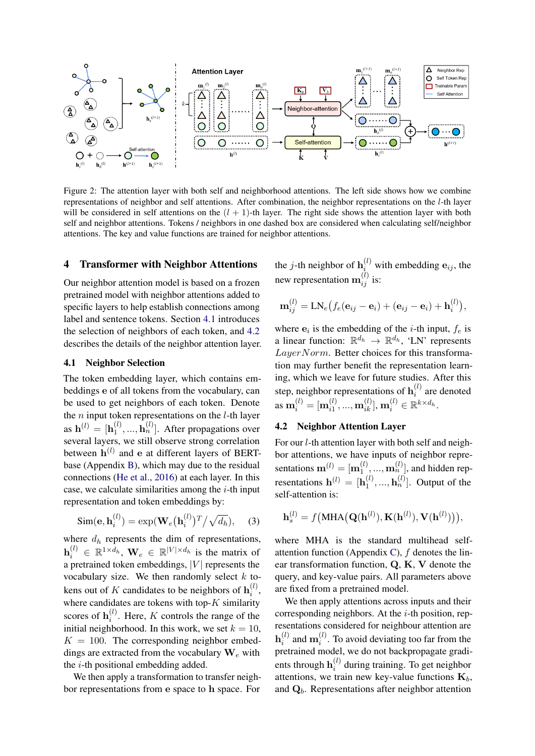Figure 2: The attention layer with both self and neighborhood attentions. The left side shows how we combine representations of neighbor and self attentions. After combination, the neighbor representations on the $l$-th layer will be considered in self attentions on the $(l+1)$-th layer. The right side shows the attention layer with both self and neighbor attentions. Tokens / neighbors in one dashed box are considered when calculating self/neighbor attentions. The key and value functions are trained for neighbor attentions.

## 4 Transformer with Neighbor Attentions

Our neighbor attention model is based on a frozen pretrained model with neighbor attentions added to specific layers to help establish connections among label and sentence tokens. Section 4.1 introduces the selection of neighbors of each token, and 4.2 describes the details of the neighbor attention layer.

### 4.1 Neighbor Selection

The token embedding layer, which contains embeddings $\mathbf{e}$ of all tokens from the vocabulary, can be used to get neighbors of each token. Denote the $n$ input token representations on the $l$-th layer as $\mathbf{h}^{(l)} = [\mathbf{h}_1^{(l)}, ..., \mathbf{h}_n^{(l)}]$. After propagations over several layers, we still observe strong correlation between $\mathbf{h}^{(l)}$ and $\mathbf{e}$ at different layers of BERT-base (Appendix B), which may due to the residual connections (He et al., 2016) at each layer. In this case, we calculate similarities among the $i$-th input representation and token embeddings by:

$$\text{Sim}(\mathbf{e}, \mathbf{h}_i^{(l)}) = \exp(\mathbf{W}_e(\mathbf{h}_i^{(l)})^T / \sqrt{d_h}), \quad (3)$$

where $d_h$ represents the dim of representations, $\mathbf{h}_i^{(l)} \in \mathbb{R}^{1 \times d_h}$, $\mathbf{W}_e \in \mathbb{R}^{|V| \times d_h}$ is the matrix of a pretrained token embeddings, $|V|$ represents the vocabulary size. We then randomly select $k$ tokens out of $K$ candidates to be neighbors of $\mathbf{h}_i^{(l)}$, where candidates are tokens with top-$K$ similarity scores of $\mathbf{h}_i^{(l)}$. Here, $K$ controls the range of the initial neighborhood. In this work, we set $k = 10$, $K = 100$. The corresponding neighbor embeddings are extracted from the vocabulary $\mathbf{W}_e$ with the $i$-th positional embedding added.

We then apply a transformation to transfer neighbor representations from $\mathbf{e}$ space to $\mathbf{h}$ space. For the $j$-th neighbor of $\mathbf{h}_i^{(l)}$ with embedding $\mathbf{e}_{ij}$, the new representation $\mathbf{m}_{ij}^{(l)}$ is:

$$\mathbf{m}_{ij}^{(l)} = \text{LN}_e\big(f_e(\mathbf{e}_{ij} - \mathbf{e}_i) + (\mathbf{e}_{ij} - \mathbf{e}_i) + \mathbf{h}_i^{(l)}\big),$$

where $\mathbf{e}_i$ is the embedding of the $i$-th input, $f_e$ is a linear function: $\mathbb{R}^{d_h} \to \mathbb{R}^{d_h}$, 'LN' represents $LayerNorm$. Better choices for this transformation may further benefit the representation learning, which we leave for future studies. After this step, neighbor representations of $\mathbf{h}_i^{(l)}$ are denoted as $\mathbf{m}_i^{(l)} = [\mathbf{m}_{i1}^{(l)}, ..., \mathbf{m}_{ik}^{(l)}]$, $\mathbf{m}_i^{(l)} \in \mathbb{R}^{k \times d_h}$.

### 4.2 Neighbor Attention Layer

For our $l$-th attention layer with both self and neighbor attentions, we have inputs of neighbor representations $\mathbf{m}^{(l)} = [\mathbf{m}_1^{(l)}, ..., \mathbf{m}_n^{(l)}]$, and hidden representations $\mathbf{h}^{(l)} = [\mathbf{h}_1^{(l)}, ..., \mathbf{h}_n^{(l)}]$. Output of the self-attention is:

$$\mathbf{h}_s^{(l)} = f\big(\text{MHA}\big(\mathbf{Q}(\mathbf{h}^{(l)}), \mathbf{K}(\mathbf{h}^{(l)}), \mathbf{V}(\mathbf{h}^{(l)})\big)\big),$$

where MHA is the standard multihead self-attention function (Appendix C), $f$ denotes the linear transformation function, $\mathbf{Q}$, $\mathbf{K}$, $\mathbf{V}$ denote the query, and key-value pairs. All parameters above are fixed from a pretrained model.

We then apply attentions across inputs and their corresponding neighbors. At the $i$-th position, representations considered for neighbour attention are $\mathbf{h}_i^{(l)}$ and $\mathbf{m}_i^{(l)}$. To avoid deviating too far from the pretrained model, we do not backpropagate gradients through $\mathbf{h}_i^{(l)}$ during training. To get neighbor attentions, we train new key-value functions $\mathbf{K}_b$, and $\mathbf{Q}_b$. Representations after neighbor attention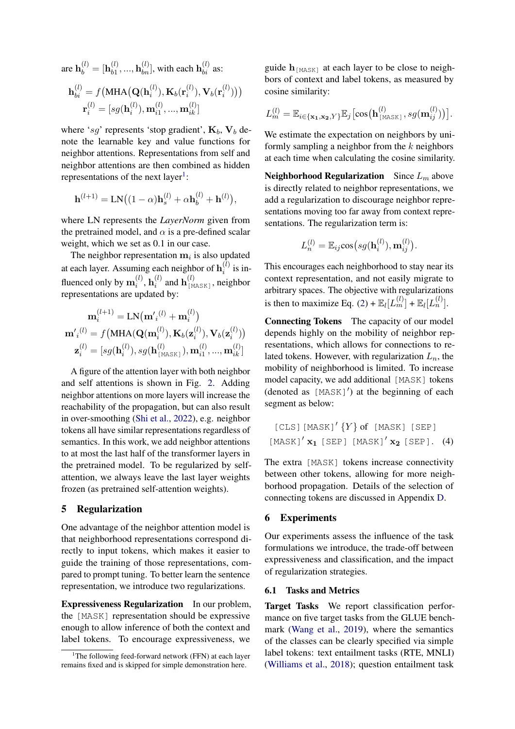are $\mathbf{h}_b^{(l)} = [\mathbf{h}_{b1}^{(l)}, ..., \mathbf{h}_{bn}^{(l)}]$, with each $\mathbf{h}_{bi}^{(l)}$ as:

$$\mathbf{h}_{bi}^{(l)} = f\big(\text{MHA}\big(\mathbf{Q}(\mathbf{h}_i^{(l)}), \mathbf{K}_b(\mathbf{r}_i^{(l)}), \mathbf{V}_b(\mathbf{r}_i^{(l)})\big)\big)$$
$$\mathbf{r}_i^{(l)} = [sg(\mathbf{h}_i^{(l)}), \mathbf{m}_{i1}^{(l)}, ..., \mathbf{m}_{ik}^{(l)}]$$

where '$sg$' represents 'stop gradient', $\mathbf{K}_b$, $\mathbf{V}_b$ denote the learnable key and value functions for neighbor attentions. Representations from self and neighbor attentions are then combined as hidden representations of the next layer[1]:

$$\mathbf{h}^{(l+1)} = \text{LN}\big((1-\alpha)\mathbf{h}_s^{(l)} + \alpha\mathbf{h}_b^{(l)} + \mathbf{h}^{(l)}\big),$$

where LN represents the *LayerNorm* given from the pretrained model, and $\alpha$ is a pre-defined scalar weight, which we set as 0.1 in our case.

The neighbor representation $\mathbf{m}_i$ is also updated at each layer. Assuming each neighbor of $\mathbf{h}_i^{(l)}$ is influenced only by $\mathbf{m}_i^{(l)}$, $\mathbf{h}_i^{(l)}$ and $\mathbf{h}_{\texttt{[MASK]}}^{(l)}$, neighbor representations are updated by:

$$\mathbf{m}_i^{(l+1)} = \text{LN}\big(\mathbf{m'}_i^{(l)} + \mathbf{m}_i^{(l)}\big)$$
$$\mathbf{m'}_i^{(l)} = f\big(\text{MHA}(\mathbf{Q}(\mathbf{m}_i^{(l)}), \mathbf{K}_b(\mathbf{z}_i^{(l)}), \mathbf{V}_b(\mathbf{z}_i^{(l)})\big)$$
$$\mathbf{z}_i^{(l)} = [sg(\mathbf{h}_i^{(l)}), sg(\mathbf{h}_{\texttt{[MASK]}}^{(l)}), \mathbf{m}_{i1}^{(l)}, ..., \mathbf{m}_{ik}^{(l)}]$$

A figure of the attention layer with both neighbor and self attentions is shown in Fig. 2. Adding neighbor attentions on more layers will increase the reachability of the propagation, but can also result in over-smoothing (Shi et al., 2022), e.g. neighbor tokens all have similar representations regardless of semantics. In this work, we add neighbor attentions to at most the last half of the transformer layers in the pretrained model. To be regularized by self-attention, we always leave the last layer weights frozen (as pretrained self-attention weights).

## 5 Regularization

One advantage of the neighbor attention model is that neighborhood representations correspond directly to input tokens, which makes it easier to guide the training of those representations, compared to prompt tuning. To better learn the sentence representation, we introduce two regularizations.

**Expressiveness Regularization** In our problem, the `[MASK]` representation should be expressive enough to allow inference of both the context and label tokens. To encourage expressiveness, we guide $\mathbf{h}_{\texttt{[MASK]}}$ at each layer to be close to neighbors of context and label tokens, as measured by cosine similarity:

$$L_m^{(l)} = \mathbb{E}_{i\in\{\mathbf{x_1},\mathbf{x_2},Y\}}\mathbb{E}_j\big[\cos\big(\mathbf{h}_{\texttt{[MASK]}}^{(l)}, sg(\mathbf{m}_{ij}^{(l)})\big)\big].$$

We estimate the expectation on neighbors by uniformly sampling a neighbor from the $k$ neighbors at each time when calculating the cosine similarity.

**Neighborhood Regularization** Since $L_m$ above is directly related to neighbor representations, we add a regularization to discourage neighbor representations moving too far away from context representations. The regularization term is:

$$L_n^{(l)} = \mathbb{E}_{ij}\cos\big(sg(\mathbf{h}_i^{(l)}), \mathbf{m}_{ij}^{(l)}\big).$$

This encourages each neighborhood to stay near its context representation, and not easily migrate to arbitrary spaces. The objective with regularizations is then to maximize Eq. (2) + $\mathbb{E}_l[L_m^{(l)}] + \mathbb{E}_l[L_n^{(l)}]$.

**Connecting Tokens** The capacity of our model depends highly on the mobility of neighbor representations, which allows for connections to related tokens. However, with regularization $L_n$, the mobility of neighborhood is limited. To increase model capacity, we add additional `[MASK]` tokens (denoted as `[MASK]'`) at the beginning of each segment as below:

$$\texttt{[CLS]}\,\texttt{[MASK]}'\,\{Y\}\text{ of }\texttt{[MASK]}\,\texttt{[SEP]}$$
$$\texttt{[MASK]}'\,\mathbf{x_1}\,\texttt{[SEP]}\,\texttt{[MASK]}'\,\mathbf{x_2}\,\texttt{[SEP]}. \quad (4)$$

The extra `[MASK]` tokens increase connectivity between other tokens, allowing for more neighborhood propagation. Details of the selection of connecting tokens are discussed in Appendix D.

## 6 Experiments

Our experiments assess the influence of the task formulations we introduce, the trade-off between expressiveness and classification, and the impact of regularization strategies.

### 6.1 Tasks and Metrics

**Target Tasks** We report classification performance on five target tasks from the GLUE benchmark (Wang et al., 2019), where the semantics of the classes can be clearly specified via simple label tokens: text entailment tasks (RTE, MNLI) (Williams et al., 2018); question entailment task

[1] The following feed-forward network (FFN) at each layer remains fixed and is skipped for simple demonstration here.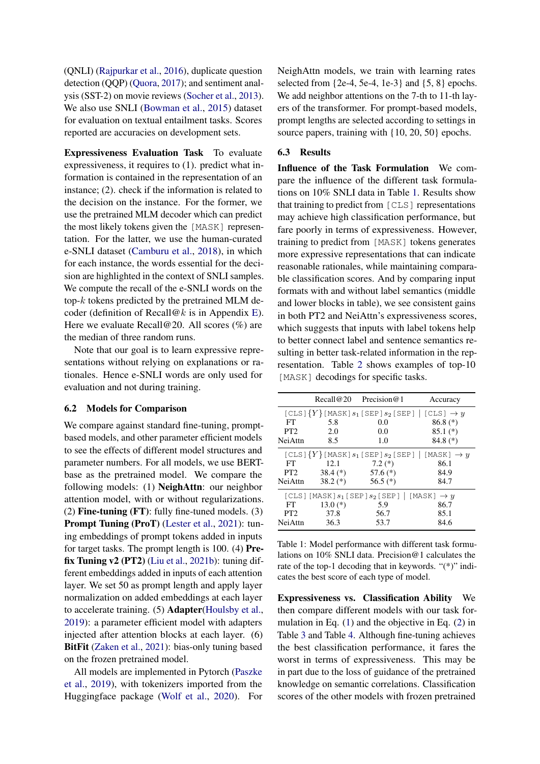(QNLI) (Rajpurkar et al., 2016), duplicate question detection (QQP) (Quora, 2017); and sentiment analysis (SST-2) on movie reviews (Socher et al., 2013). We also use SNLI (Bowman et al., 2015) dataset for evaluation on textual entailment tasks. Scores reported are accuracies on development sets.

**Expressiveness Evaluation Task** To evaluate expressiveness, it requires to (1). predict what information is contained in the representation of an instance; (2). check if the information is related to the decision on the instance. For the former, we use the pretrained MLM decoder which can predict the most likely tokens given the `[MASK]` representation. For the latter, we use the human-curated e-SNLI dataset (Camburu et al., 2018), in which for each instance, the words essential for the decision are highlighted in the context of SNLI samples. We compute the recall of the e-SNLI words on the top-$k$ tokens predicted by the pretrained MLM decoder (definition of Recall@$k$ is in Appendix E). Here we evaluate Recall@20. All scores (%) are the median of three random runs.

Note that our goal is to learn expressive representations without relying on explanations or rationales. Hence e-SNLI words are only used for evaluation and not during training.

### 6.2 Models for Comparison

We compare against standard fine-tuning, prompt-based models, and other parameter efficient models to see the effects of different model structures and parameter numbers. For all models, we use BERT-base as the pretrained model. We compare the following models: (1) **NeighAttn**: our neighbor attention model, with or without regularizations. (2) **Fine-tuning (FT)**: fully fine-tuned models. (3) **Prompt Tuning (ProT)** (Lester et al., 2021): tuning embeddings of prompt tokens added in inputs for target tasks. The prompt length is 100. (4) **Prefix Tuning v2 (PT2)** (Liu et al., 2021b): tuning different embeddings added in inputs of each attention layer. We set 50 as prompt length and apply layer normalization on added embeddings at each layer to accelerate training. (5) **Adapter**(Houlsby et al., 2019): a parameter efficient model with adapters injected after attention blocks at each layer. (6) **BitFit** (Zaken et al., 2021): bias-only tuning based on the frozen pretrained model.

All models are implemented in Pytorch (Paszke et al., 2019), with tokenizers imported from the Huggingface package (Wolf et al., 2020). For NeighAttn models, we train with learning rates selected from {2e-4, 5e-4, 1e-3} and {5, 8} epochs. We add neighbor attentions on the 7-th to 11-th layers of the transformer. For prompt-based models, prompt lengths are selected according to settings in source papers, training with {10, 20, 50} epochs.

### 6.3 Results

**Influence of the Task Formulation** We compare the influence of the different task formulations on 10% SNLI data in Table 1. Results show that training to predict from `[CLS]` representations may achieve high classification performance, but fare poorly in terms of expressiveness. However, training to predict from `[MASK]` tokens generates more expressive representations that can indicate reasonable rationales, while maintaining comparable classification scores. And by comparing input formats with and without label semantics (middle and lower blocks in table), we see consistent gains in both PT2 and NeiAttn's expressiveness scores, which suggests that inputs with label tokens help to better connect label and sentence semantics resulting in better task-related information in the representation. Table 2 shows examples of top-10 `[MASK]` decodings for specific tasks.

| | Recall@20 | Precision@1 | Accuracy |
|---|---|---|---|
| `[CLS]` $\{Y\}$ `[MASK]` $s_1$ `[SEP]` $s_2$ `[SEP]` \| `[CLS]` $\rightarrow y$ | | | |
| FT | 5.8 | 0.0 | 86.8 (*) |
| PT2 | 2.0 | 0.0 | 85.1 (*) |
| NeiAttn | 8.5 | 1.0 | 84.8 (*) |
| `[CLS]` $\{Y\}$ `[MASK]` $s_1$ `[SEP]` $s_2$ `[SEP]` \| `[MASK]` $\rightarrow y$ | | | |
| FT | 12.1 | 7.2 (*) | 86.1 |
| PT2 | 38.4 (*) | 57.6 (*) | 84.9 |
| NeiAttn | 38.2 (*) | 56.5 (*) | 84.7 |
| `[CLS]` `[MASK]` $s_1$ `[SEP]` $s_2$ `[SEP]` \| `[MASK]` $\rightarrow y$ | | | |
| FT | 13.0 (*) | 5.9 | 86.7 |
| PT2 | 37.8 | 56.7 | 85.1 |
| NeiAttn | 36.3 | 53.7 | 84.6 |

Table 1: Model performance with different task formulations on 10% SNLI data. Precision@1 calculates the rate of the top-1 decoding that in keywords. "(*)" indicates the best score of each type of model.

**Expressiveness vs. Classification Ability** We then compare different models with our task formulation in Eq. (1) and the objective in Eq. (2) in Table 3 and Table 4. Although fine-tuning achieves the best classification performance, it fares the worst in terms of expressiveness. This may be in part due to the loss of guidance of the pretrained knowledge on semantic correlations. Classification scores of the other models with frozen pretrained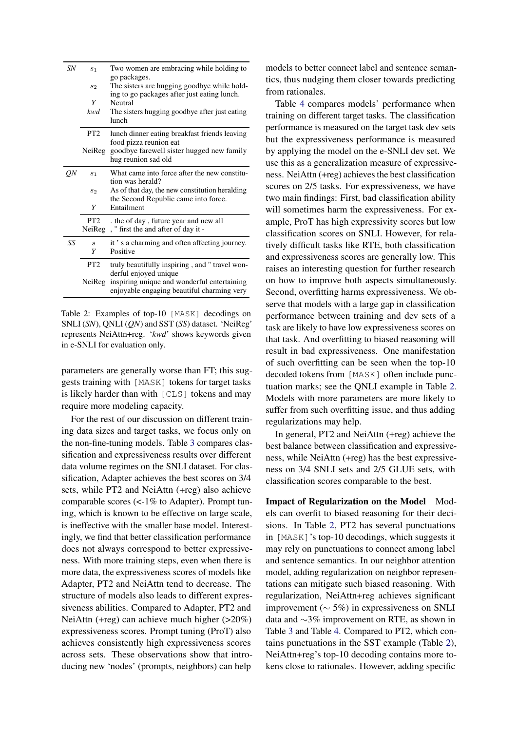| | | |
|---|---|---|
| *SN* | $s_1$ | Two women are embracing while holding to go packages. |
| | $s_2$ | The sisters are hugging goodbye while holding to go packages after just eating lunch. |
| | *Y* | Neutral |
| | *kwd* | The sisters hugging goodbye after just eating lunch |
| | PT2 | lunch dinner eating breakfast friends leaving food pizza reunion eat |
| | NeiReg | goodbye farewell sister hugged new family hug reunion sad old |
| *QN* | $s_1$ | What came into force after the new constitution was herald? |
| | $s_2$ | As of that day, the new constitution heralding the Second Republic came into force. |
| | *Y* | Entailment |
| | PT2 | . the of day , future year and new all |
| | NeiReg | , " first the and after of day it - |
| *SS* | $s$ | it ' s a charming and often affecting journey. |
| | *Y* | Positive |
| | PT2 | truly beautifully inspiring , and " travel wonderful enjoyed unique |
| | NeiReg | inspiring unique and wonderful entertaining enjoyable engaging beautiful charming very |

Table 2: Examples of top-10 [MASK] decodings on SNLI (*SN*), QNLI (*QN*) and SST (*SS*) dataset. 'NeiReg' represents NeiAttn+reg. '*kwd*' shows keywords given in e-SNLI for evaluation only.

parameters are generally worse than FT; this suggests training with [MASK] tokens for target tasks is likely harder than with [CLS] tokens and may require more modeling capacity.

For the rest of our discussion on different training data sizes and target tasks, we focus only on the non-fine-tuning models. Table 3 compares classification and expressiveness results over different data volume regimes on the SNLI dataset. For classification, Adapter achieves the best scores on 3/4 sets, while PT2 and NeiAttn (+reg) also achieve comparable scores (<-1% to Adapter). Prompt tuning, which is known to be effective on large scale, is ineffective with the smaller base model. Interestingly, we find that better classification performance does not always correspond to better expressiveness. With more training steps, even when there is more data, the expressiveness scores of models like Adapter, PT2 and NeiAttn tend to decrease. The structure of models also leads to different expressiveness abilities. Compared to Adapter, PT2 and NeiAttn (+reg) can achieve much higher (>20%) expressiveness scores. Prompt tuning (ProT) also achieves consistently high expressiveness scores across sets. These observations show that introducing new 'nodes' (prompts, neighbors) can help models to better connect label and sentence semantics, thus nudging them closer towards predicting from rationales.

Table 4 compares models' performance when training on different target tasks. The classification performance is measured on the target task dev sets but the expressiveness performance is measured by applying the model on the e-SNLI dev set. We use this as a generalization measure of expressiveness. NeiAttn (+reg) achieves the best classification scores on 2/5 tasks. For expressiveness, we have two main findings: First, bad classification ability will sometimes harm the expressiveness. For example, ProT has high expressivity scores but low classification scores on SNLI. However, for relatively difficult tasks like RTE, both classification and expressiveness scores are generally low. This raises an interesting question for further research on how to improve both aspects simultaneously. Second, overfitting harms expressiveness. We observe that models with a large gap in classification performance between training and dev sets of a task are likely to have low expressiveness scores on that task. And overfitting to biased reasoning will result in bad expressiveness. One manifestation of such overfitting can be seen when the top-10 decoded tokens from [MASK] often include punctuation marks; see the QNLI example in Table 2. Models with more parameters are more likely to suffer from such overfitting issue, and thus adding regularizations may help.

In general, PT2 and NeiAttn (+reg) achieve the best balance between classification and expressiveness, while NeiAttn (+reg) has the best expressiveness on 3/4 SNLI sets and 2/5 GLUE sets, with classification scores comparable to the best.

**Impact of Regularization on the Model** Models can overfit to biased reasoning for their decisions. In Table 2, PT2 has several punctuations in [MASK]'s top-10 decodings, which suggests it may rely on punctuations to connect among label and sentence semantics. In our neighbor attention model, adding regularization on neighbor representations can mitigate such biased reasoning. With regularization, NeiAttn+reg achieves significant improvement ($\sim$ 5%) in expressiveness on SNLI data and $\sim$3% improvement on RTE, as shown in Table 3 and Table 4. Compared to PT2, which contains punctuations in the SST example (Table 2), NeiAttn+reg's top-10 decoding contains more tokens close to rationales. However, adding specific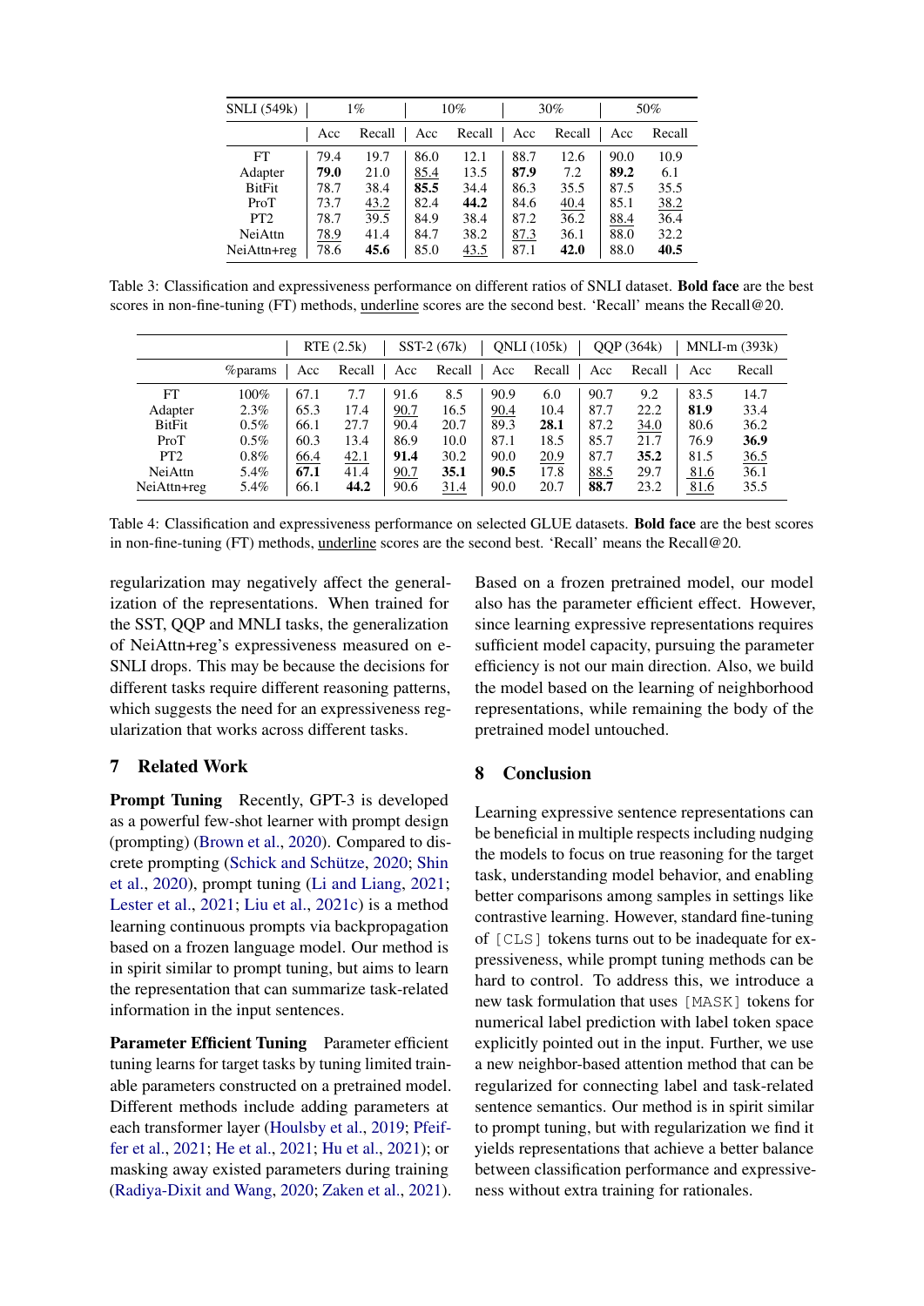| SNLI (549k) | 1% | | 10% | | 30% | | 50% | |
|---|---|---|---|---|---|---|---|---|
| | Acc | Recall | Acc | Recall | Acc | Recall | Acc | Recall |
| FT | 79.4 | 19.7 | 86.0 | 12.1 | 88.7 | 12.6 | 90.0 | 10.9 |
| Adapter | **79.0** | 21.0 | <u>85.4</u> | 13.5 | **87.9** | 7.2 | **89.2** | 6.1 |
| BitFit | 78.7 | 38.4 | **85.5** | 34.4 | 86.3 | 35.5 | 87.5 | 35.5 |
| ProT | 73.7 | <u>43.2</u> | 82.4 | **44.2** | 84.6 | <u>40.4</u> | 85.1 | <u>38.2</u> |
| PT2 | 78.7 | 39.5 | 84.9 | 38.4 | 87.2 | 36.2 | <u>88.4</u> | 36.4 |
| NeiAttn | <u>78.9</u> | 41.4 | 84.7 | 38.2 | <u>87.3</u> | 36.1 | 88.0 | 32.2 |
| NeiAttn+reg | 78.6 | **45.6** | 85.0 | <u>43.5</u> | 87.1 | **42.0** | 88.0 | **40.5** |

Table 3: Classification and expressiveness performance on different ratios of SNLI dataset. **Bold face** are the best scores in non-fine-tuning (FT) methods, <u>underline</u> scores are the second best. 'Recall' means the Recall@20.

| | | RTE (2.5k) | | SST-2 (67k) | | QNLI (105k) | | QQP (364k) | | MNLI-m (393k) | |
|---|---|---|---|---|---|---|---|---|---|---|---|
| | %params | Acc | Recall | Acc | Recall | Acc | Recall | Acc | Recall | Acc | Recall |
| FT | 100% | 67.1 | 7.7 | 91.6 | 8.5 | 90.9 | 6.0 | 90.7 | 9.2 | 83.5 | 14.7 |
| Adapter | 2.3% | 65.3 | 17.4 | <u>90.7</u> | 16.5 | <u>90.4</u> | 10.4 | 87.7 | 22.2 | **81.9** | 33.4 |
| BitFit | 0.5% | 66.1 | 27.7 | 90.4 | 20.7 | 89.3 | **28.1** | 87.2 | <u>34.0</u> | 80.6 | 36.2 |
| ProT | 0.5% | 60.3 | 13.4 | 86.9 | 10.0 | 87.1 | 18.5 | 85.7 | 21.7 | 76.9 | **36.9** |
| PT2 | 0.8% | <u>66.4</u> | <u>42.1</u> | **91.4** | 30.2 | 90.0 | <u>20.9</u> | 87.7 | **35.2** | 81.5 | <u>36.5</u> |
| NeiAttn | 5.4% | **67.1** | 41.4 | <u>90.7</u> | **35.1** | **90.5** | 17.8 | <u>88.5</u> | 29.7 | <u>81.6</u> | 36.1 |
| NeiAttn+reg | 5.4% | 66.1 | **44.2** | 90.6 | <u>31.4</u> | 90.0 | 20.7 | **88.7** | 23.2 | <u>81.6</u> | 35.5 |

Table 4: Classification and expressiveness performance on selected GLUE datasets. **Bold face** are the best scores in non-fine-tuning (FT) methods, <u>underline</u> scores are the second best. 'Recall' means the Recall@20.

regularization may negatively affect the generalization of the representations. When trained for the SST, QQP and MNLI tasks, the generalization of NeiAttn+reg's expressiveness measured on e-SNLI drops. This may be because the decisions for different tasks require different reasoning patterns, which suggests the need for an expressiveness regularization that works across different tasks.

## 7 Related Work

**Prompt Tuning** Recently, GPT-3 is developed as a powerful few-shot learner with prompt design (prompting) (Brown et al., 2020). Compared to discrete prompting (Schick and Schütze, 2020; Shin et al., 2020), prompt tuning (Li and Liang, 2021; Lester et al., 2021; Liu et al., 2021c) is a method learning continuous prompts via backpropagation based on a frozen language model. Our method is in spirit similar to prompt tuning, but aims to learn the representation that can summarize task-related information in the input sentences.

**Parameter Efficient Tuning** Parameter efficient tuning learns for target tasks by tuning limited trainable parameters constructed on a pretrained model. Different methods include adding parameters at each transformer layer (Houlsby et al., 2019; Pfeiffer et al., 2021; He et al., 2021; Hu et al., 2021); or masking away existed parameters during training (Radiya-Dixit and Wang, 2020; Zaken et al., 2021). Based on a frozen pretrained model, our model also has the parameter efficient effect. However, since learning expressive representations requires sufficient model capacity, pursuing the parameter efficiency is not our main direction. Also, we build the model based on the learning of neighborhood representations, while remaining the body of the pretrained model untouched.

## 8 Conclusion

Learning expressive sentence representations can be beneficial in multiple respects including nudging the models to focus on true reasoning for the target task, understanding model behavior, and enabling better comparisons among samples in settings like contrastive learning. However, standard fine-tuning of `[CLS]` tokens turns out to be inadequate for expressiveness, while prompt tuning methods can be hard to control. To address this, we introduce a new task formulation that uses `[MASK]` tokens for numerical label prediction with label token space explicitly pointed out in the input. Further, we use a new neighbor-based attention method that can be regularized for connecting label and task-related sentence semantics. Our method is in spirit similar to prompt tuning, but with regularization we find it yields representations that achieve a better balance between classification performance and expressiveness without extra training for rationales.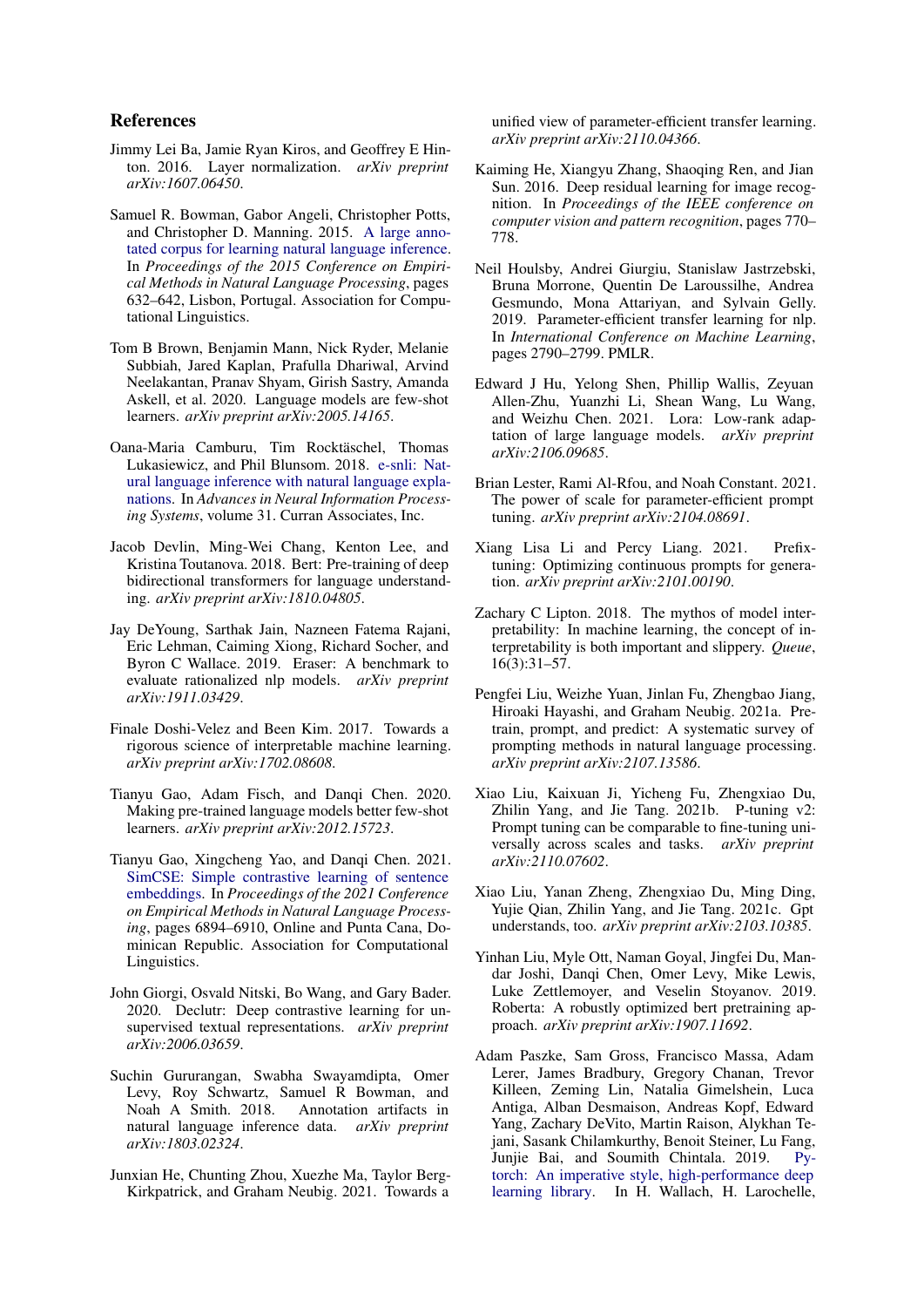## References

Jimmy Lei Ba, Jamie Ryan Kiros, and Geoffrey E Hinton. 2016. Layer normalization. *arXiv preprint arXiv:1607.06450*.

Samuel R. Bowman, Gabor Angeli, Christopher Potts, and Christopher D. Manning. 2015. A large annotated corpus for learning natural language inference. In *Proceedings of the 2015 Conference on Empirical Methods in Natural Language Processing*, pages 632–642, Lisbon, Portugal. Association for Computational Linguistics.

Tom B Brown, Benjamin Mann, Nick Ryder, Melanie Subbiah, Jared Kaplan, Prafulla Dhariwal, Arvind Neelakantan, Pranav Shyam, Girish Sastry, Amanda Askell, et al. 2020. Language models are few-shot learners. *arXiv preprint arXiv:2005.14165*.

Oana-Maria Camburu, Tim Rocktäschel, Thomas Lukasiewicz, and Phil Blunsom. 2018. e-snli: Natural language inference with natural language explanations. In *Advances in Neural Information Processing Systems*, volume 31. Curran Associates, Inc.

Jacob Devlin, Ming-Wei Chang, Kenton Lee, and Kristina Toutanova. 2018. Bert: Pre-training of deep bidirectional transformers for language understanding. *arXiv preprint arXiv:1810.04805*.

Jay DeYoung, Sarthak Jain, Nazneen Fatema Rajani, Eric Lehman, Caiming Xiong, Richard Socher, and Byron C Wallace. 2019. Eraser: A benchmark to evaluate rationalized nlp models. *arXiv preprint arXiv:1911.03429*.

Finale Doshi-Velez and Been Kim. 2017. Towards a rigorous science of interpretable machine learning. *arXiv preprint arXiv:1702.08608*.

Tianyu Gao, Adam Fisch, and Danqi Chen. 2020. Making pre-trained language models better few-shot learners. *arXiv preprint arXiv:2012.15723*.

Tianyu Gao, Xingcheng Yao, and Danqi Chen. 2021. SimCSE: Simple contrastive learning of sentence embeddings. In *Proceedings of the 2021 Conference on Empirical Methods in Natural Language Processing*, pages 6894–6910, Online and Punta Cana, Dominican Republic. Association for Computational Linguistics.

John Giorgi, Osvald Nitski, Bo Wang, and Gary Bader. 2020. Declutr: Deep contrastive learning for unsupervised textual representations. *arXiv preprint arXiv:2006.03659*.

Suchin Gururangan, Swabha Swayamdipta, Omer Levy, Roy Schwartz, Samuel R Bowman, and Noah A Smith. 2018. Annotation artifacts in natural language inference data. *arXiv preprint arXiv:1803.02324*.

Junxian He, Chunting Zhou, Xuezhe Ma, Taylor Berg-Kirkpatrick, and Graham Neubig. 2021. Towards a unified view of parameter-efficient transfer learning. *arXiv preprint arXiv:2110.04366*.

Kaiming He, Xiangyu Zhang, Shaoqing Ren, and Jian Sun. 2016. Deep residual learning for image recognition. In *Proceedings of the IEEE conference on computer vision and pattern recognition*, pages 770–778.

Neil Houlsby, Andrei Giurgiu, Stanislaw Jastrzebski, Bruna Morrone, Quentin De Laroussilhe, Andrea Gesmundo, Mona Attariyan, and Sylvain Gelly. 2019. Parameter-efficient transfer learning for nlp. In *International Conference on Machine Learning*, pages 2790–2799. PMLR.

Edward J Hu, Yelong Shen, Phillip Wallis, Zeyuan Allen-Zhu, Yuanzhi Li, Shean Wang, Lu Wang, and Weizhu Chen. 2021. Lora: Low-rank adaptation of large language models. *arXiv preprint arXiv:2106.09685*.

Brian Lester, Rami Al-Rfou, and Noah Constant. 2021. The power of scale for parameter-efficient prompt tuning. *arXiv preprint arXiv:2104.08691*.

Xiang Lisa Li and Percy Liang. 2021. Prefix-tuning: Optimizing continuous prompts for generation. *arXiv preprint arXiv:2101.00190*.

Zachary C Lipton. 2018. The mythos of model interpretability: In machine learning, the concept of interpretability is both important and slippery. *Queue*, 16(3):31–57.

Pengfei Liu, Weizhe Yuan, Jinlan Fu, Zhengbao Jiang, Hiroaki Hayashi, and Graham Neubig. 2021a. Pre-train, prompt, and predict: A systematic survey of prompting methods in natural language processing. *arXiv preprint arXiv:2107.13586*.

Xiao Liu, Kaixuan Ji, Yicheng Fu, Zhengxiao Du, Zhilin Yang, and Jie Tang. 2021b. P-tuning v2: Prompt tuning can be comparable to fine-tuning universally across scales and tasks. *arXiv preprint arXiv:2110.07602*.

Xiao Liu, Yanan Zheng, Zhengxiao Du, Ming Ding, Yujie Qian, Zhilin Yang, and Jie Tang. 2021c. Gpt understands, too. *arXiv preprint arXiv:2103.10385*.

Yinhan Liu, Myle Ott, Naman Goyal, Jingfei Du, Mandar Joshi, Danqi Chen, Omer Levy, Mike Lewis, Luke Zettlemoyer, and Veselin Stoyanov. 2019. Roberta: A robustly optimized bert pretraining approach. *arXiv preprint arXiv:1907.11692*.

Adam Paszke, Sam Gross, Francisco Massa, Adam Lerer, James Bradbury, Gregory Chanan, Trevor Killeen, Zeming Lin, Natalia Gimelshein, Luca Antiga, Alban Desmaison, Andreas Kopf, Edward Yang, Zachary DeVito, Martin Raison, Alykhan Tejani, Sasank Chilamkurthy, Benoit Steiner, Lu Fang, Junjie Bai, and Soumith Chintala. 2019. Pytorch: An imperative style, high-performance deep learning library. In H. Wallach, H. Larochelle,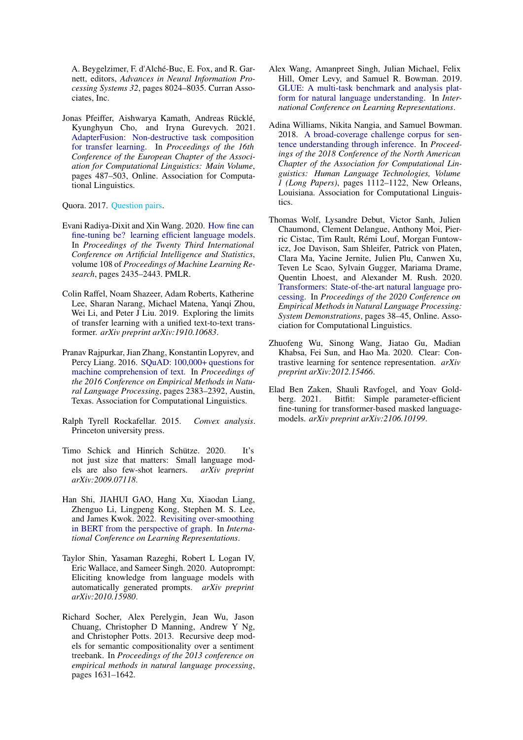A. Beygelzimer, F. d'Alché-Buc, E. Fox, and R. Garnett, editors, *Advances in Neural Information Processing Systems 32*, pages 8024–8035. Curran Associates, Inc.

Jonas Pfeiffer, Aishwarya Kamath, Andreas Rücklé, Kyunghyun Cho, and Iryna Gurevych. 2021. AdapterFusion: Non-destructive task composition for transfer learning. In *Proceedings of the 16th Conference of the European Chapter of the Association for Computational Linguistics: Main Volume*, pages 487–503, Online. Association for Computational Linguistics.

Quora. 2017. Question pairs.

Evani Radiya-Dixit and Xin Wang. 2020. How fine can fine-tuning be? learning efficient language models. In *Proceedings of the Twenty Third International Conference on Artificial Intelligence and Statistics*, volume 108 of *Proceedings of Machine Learning Research*, pages 2435–2443. PMLR.

Colin Raffel, Noam Shazeer, Adam Roberts, Katherine Lee, Sharan Narang, Michael Matena, Yanqi Zhou, Wei Li, and Peter J Liu. 2019. Exploring the limits of transfer learning with a unified text-to-text transformer. *arXiv preprint arXiv:1910.10683*.

Pranav Rajpurkar, Jian Zhang, Konstantin Lopyrev, and Percy Liang. 2016. SQuAD: 100,000+ questions for machine comprehension of text. In *Proceedings of the 2016 Conference on Empirical Methods in Natural Language Processing*, pages 2383–2392, Austin, Texas. Association for Computational Linguistics.

Ralph Tyrell Rockafellar. 2015. *Convex analysis*. Princeton university press.

Timo Schick and Hinrich Schütze. 2020. It's not just size that matters: Small language models are also few-shot learners. *arXiv preprint arXiv:2009.07118*.

Han Shi, JIAHUI GAO, Hang Xu, Xiaodan Liang, Zhenguo Li, Lingpeng Kong, Stephen M. S. Lee, and James Kwok. 2022. Revisiting over-smoothing in BERT from the perspective of graph. In *International Conference on Learning Representations*.

Taylor Shin, Yasaman Razeghi, Robert L Logan IV, Eric Wallace, and Sameer Singh. 2020. Autoprompt: Eliciting knowledge from language models with automatically generated prompts. *arXiv preprint arXiv:2010.15980*.

Richard Socher, Alex Perelygin, Jean Wu, Jason Chuang, Christopher D Manning, Andrew Y Ng, and Christopher Potts. 2013. Recursive deep models for semantic compositionality over a sentiment treebank. In *Proceedings of the 2013 conference on empirical methods in natural language processing*, pages 1631–1642.

Alex Wang, Amanpreet Singh, Julian Michael, Felix Hill, Omer Levy, and Samuel R. Bowman. 2019. GLUE: A multi-task benchmark and analysis platform for natural language understanding. In *International Conference on Learning Representations*.

Adina Williams, Nikita Nangia, and Samuel Bowman. 2018. A broad-coverage challenge corpus for sentence understanding through inference. In *Proceedings of the 2018 Conference of the North American Chapter of the Association for Computational Linguistics: Human Language Technologies, Volume 1 (Long Papers)*, pages 1112–1122, New Orleans, Louisiana. Association for Computational Linguistics.

Thomas Wolf, Lysandre Debut, Victor Sanh, Julien Chaumond, Clement Delangue, Anthony Moi, Pierric Cistac, Tim Rault, Rémi Louf, Morgan Funtowicz, Joe Davison, Sam Shleifer, Patrick von Platen, Clara Ma, Yacine Jernite, Julien Plu, Canwen Xu, Teven Le Scao, Sylvain Gugger, Mariama Drame, Quentin Lhoest, and Alexander M. Rush. 2020. Transformers: State-of-the-art natural language processing. In *Proceedings of the 2020 Conference on Empirical Methods in Natural Language Processing: System Demonstrations*, pages 38–45, Online. Association for Computational Linguistics.

Zhuofeng Wu, Sinong Wang, Jiatao Gu, Madian Khabsa, Fei Sun, and Hao Ma. 2020. Clear: Contrastive learning for sentence representation. *arXiv preprint arXiv:2012.15466*.

Elad Ben Zaken, Shauli Ravfogel, and Yoav Goldberg. 2021. Bitfit: Simple parameter-efficient fine-tuning for transformer-based masked language-models. *arXiv preprint arXiv:2106.10199*.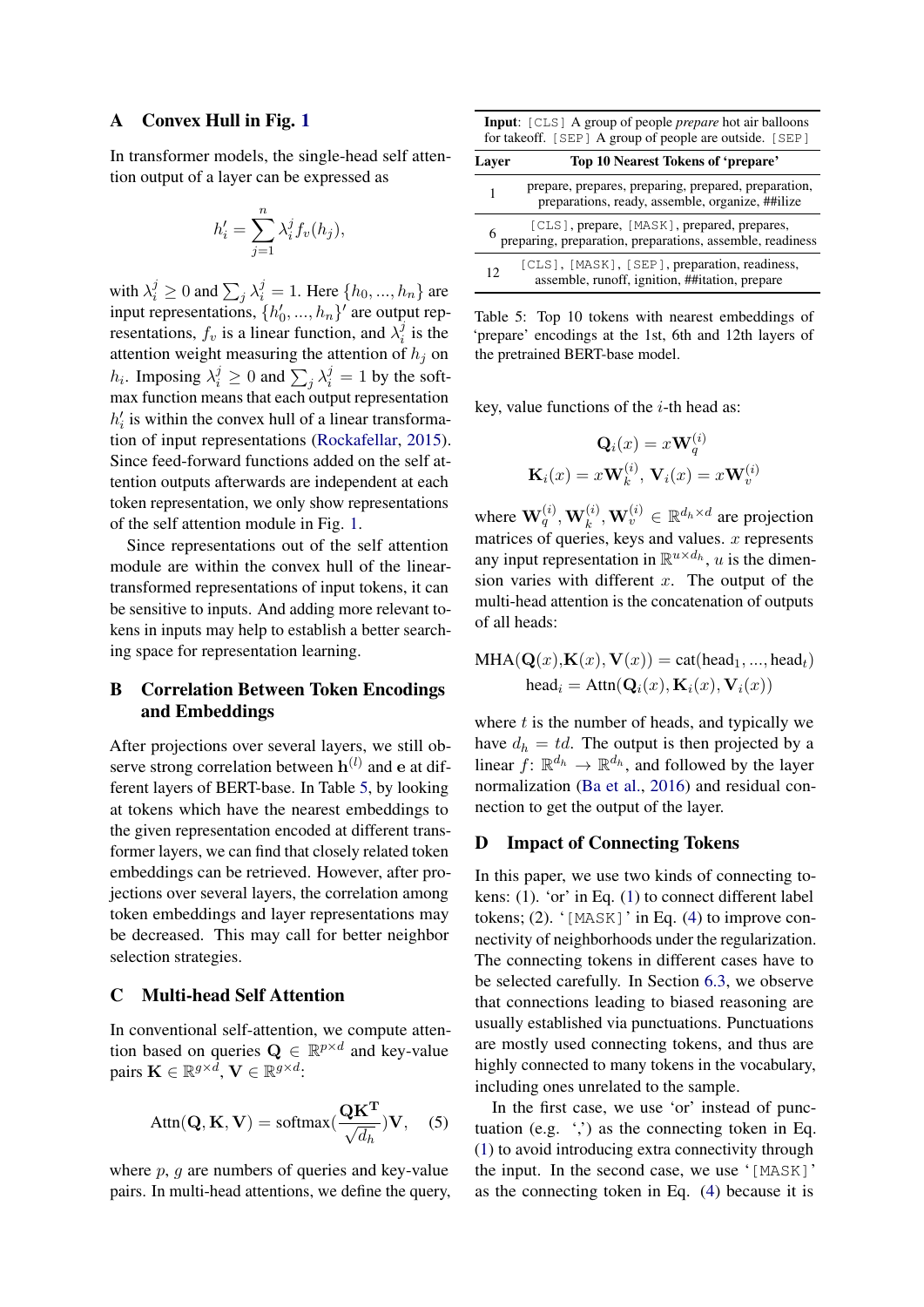## A Convex Hull in Fig. 1

In transformer models, the single-head self attention output of a layer can be expressed as

$$h_i' = \sum_{j=1}^{n} \lambda_i^j f_v(h_j),$$

with $\lambda_i^j \geq 0$ and $\sum_j \lambda_i^j = 1$. Here $\{h_0, ..., h_n\}$ are input representations, $\{h_0', ..., h_n\}'$ are output representations, $f_v$ is a linear function, and $\lambda_i^j$ is the attention weight measuring the attention of $h_j$ on $h_i$. Imposing $\lambda_i^j \geq 0$ and $\sum_j \lambda_i^j = 1$ by the softmax function means that each output representation $h_i'$ is within the convex hull of a linear transformation of input representations (Rockafellar, 2015). Since feed-forward functions added on the self attention outputs afterwards are independent at each token representation, we only show representations of the self attention module in Fig. 1.

Since representations out of the self attention module are within the convex hull of the linear-transformed representations of input tokens, it can be sensitive to inputs. And adding more relevant tokens in inputs may help to establish a better searching space for representation learning.

## B Correlation Between Token Encodings and Embeddings

After projections over several layers, we still observe strong correlation between $\mathbf{h}^{(l)}$ and $\mathbf{e}$ at different layers of BERT-base. In Table 5, by looking at tokens which have the nearest embeddings to the given representation encoded at different transformer layers, we can find that closely related token embeddings can be retrieved. However, after projections over several layers, the correlation among token embeddings and layer representations may be decreased. This may call for better neighbor selection strategies.

**Input**: `[CLS]` A group of people *prepare* hot air balloons for takeoff. `[SEP]` A group of people are outside. `[SEP]`

| Layer | Top 10 Nearest Tokens of 'prepare' |
|---|---|
| 1 | prepare, prepares, preparing, prepared, preparation, preparations, ready, assemble, organize, ##ilize |
| 6 | `[CLS]`, prepare, `[MASK]`, prepared, prepares, preparing, preparation, preparations, assemble, readiness |
| 12 | `[CLS]`, `[MASK]`, `[SEP]`, preparation, readiness, assemble, runoff, ignition, ##itation, prepare |

Table 5: Top 10 tokens with nearest embeddings of 'prepare' encodings at the 1st, 6th and 12th layers of the pretrained BERT-base model.

## C Multi-head Self Attention

In conventional self-attention, we compute attention based on queries $\mathbf{Q} \in \mathbb{R}^{p \times d}$ and key-value pairs $\mathbf{K} \in \mathbb{R}^{g \times d}$, $\mathbf{V} \in \mathbb{R}^{g \times d}$:

$$\text{Attn}(\mathbf{Q}, \mathbf{K}, \mathbf{V}) = \text{softmax}(\frac{\mathbf{Q}\mathbf{K}^{\mathbf{T}}}{\sqrt{d_h}})\mathbf{V}, \quad (5)$$

where $p$, $g$ are numbers of queries and key-value pairs. In multi-head attentions, we define the query, key, value functions of the $i$-th head as:

$$\mathbf{Q}_i(x) = x\mathbf{W}_q^{(i)}$$

$$\mathbf{K}_i(x) = x\mathbf{W}_k^{(i)}, \ \mathbf{V}_i(x) = x\mathbf{W}_v^{(i)}$$

where $\mathbf{W}_q^{(i)}, \mathbf{W}_k^{(i)}, \mathbf{W}_v^{(i)} \in \mathbb{R}^{d_h \times d}$ are projection matrices of queries, keys and values. $x$ represents any input representation in $\mathbb{R}^{u \times d_h}$, $u$ is the dimension varies with different $x$. The output of the multi-head attention is the concatenation of outputs of all heads:

$$\text{MHA}(\mathbf{Q}(x), \mathbf{K}(x), \mathbf{V}(x)) = \text{cat}(\text{head}_1, ..., \text{head}_t)$$
$$\text{head}_i = \text{Attn}(\mathbf{Q}_i(x), \mathbf{K}_i(x), \mathbf{V}_i(x))$$

where $t$ is the number of heads, and typically we have $d_h = td$. The output is then projected by a linear $f$: $\mathbb{R}^{d_h} \to \mathbb{R}^{d_h}$, and followed by the layer normalization (Ba et al., 2016) and residual connection to get the output of the layer.

## D Impact of Connecting Tokens

In this paper, we use two kinds of connecting tokens: (1). 'or' in Eq. (1) to connect different label tokens; (2). '`[MASK]`' in Eq. (4) to improve connectivity of neighborhoods under the regularization. The connecting tokens in different cases have to be selected carefully. In Section 6.3, we observe that connections leading to biased reasoning are usually established via punctuations. Punctuations are mostly used connecting tokens, and thus are highly connected to many tokens in the vocabulary, including ones unrelated to the sample.

In the first case, we use 'or' instead of punctuation (e.g. ',') as the connecting token in Eq. (1) to avoid introducing extra connectivity through the input. In the second case, we use '`[MASK]`' as the connecting token in Eq. (4) because it is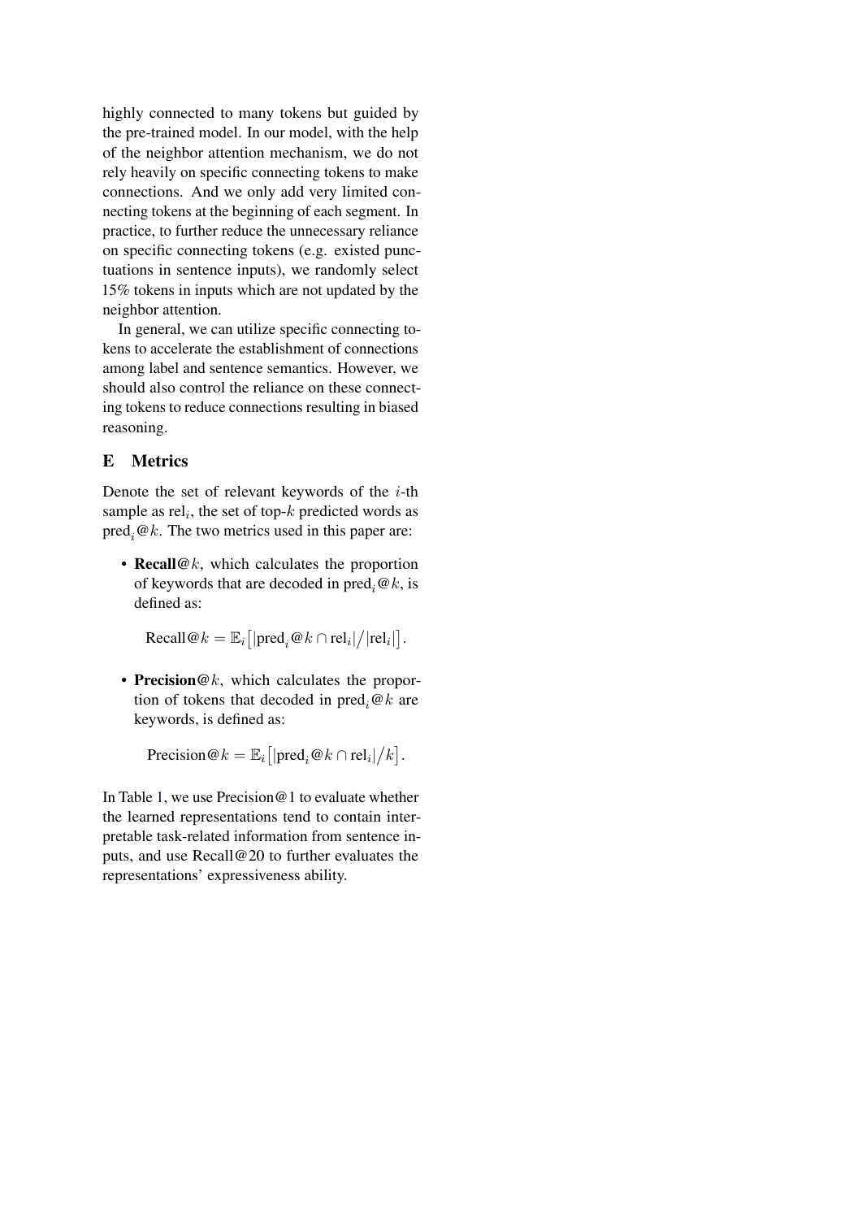highly connected to many tokens but guided by the pre-trained model. In our model, with the help of the neighbor attention mechanism, we do not rely heavily on specific connecting tokens to make connections. And we only add very limited connecting tokens at the beginning of each segment. In practice, to further reduce the unnecessary reliance on specific connecting tokens (e.g. existed punctuations in sentence inputs), we randomly select 15% tokens in inputs which are not updated by the neighbor attention.

In general, we can utilize specific connecting tokens to accelerate the establishment of connections among label and sentence semantics. However, we should also control the reliance on these connecting tokens to reduce connections resulting in biased reasoning.

## E Metrics

Denote the set of relevant keywords of the $i$-th sample as $\text{rel}_i$, the set of top-$k$ predicted words as $\text{pred}_i@k$. The two metrics used in this paper are:

- **Recall**@$k$, which calculates the proportion of keywords that are decoded in $\text{pred}_i@k$, is defined as:

$$\text{Recall}@k = \mathbb{E}_i\big[|\text{pred}_i@k \cap \text{rel}_i| \big/ |\text{rel}_i|\big].$$

- **Precision**@$k$, which calculates the proportion of tokens that decoded in $\text{pred}_i@k$ are keywords, is defined as:

$$\text{Precision}@k = \mathbb{E}_i\big[|\text{pred}_i@k \cap \text{rel}_i| \big/ k\big].$$

In Table 1, we use Precision@1 to evaluate whether the learned representations tend to contain interpretable task-related information from sentence inputs, and use Recall@20 to further evaluates the representations' expressiveness ability.